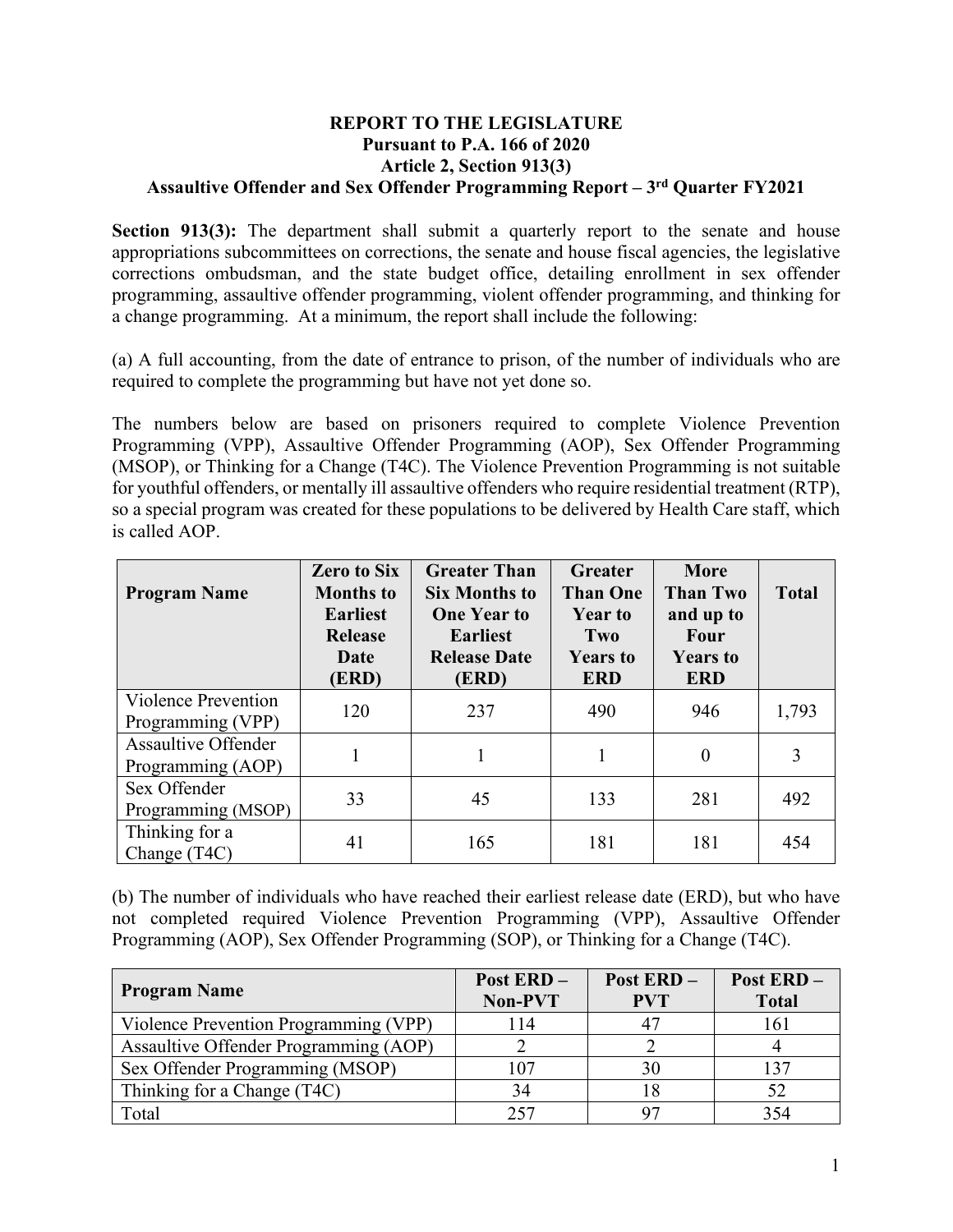**REPORT TO THE LEGISLATURE**
**Pursuant to P.A. 166 of 2020**
**Article 2, Section 913(3)**
**Assaultive Offender and Sex Offender Programming Report – 3rd Quarter FY2021**

**Section 913(3):** The department shall submit a quarterly report to the senate and house appropriations subcommittees on corrections, the senate and house fiscal agencies, the legislative corrections ombudsman, and the state budget office, detailing enrollment in sex offender programming, assaultive offender programming, violent offender programming, and thinking for a change programming. At a minimum, the report shall include the following:

(a) A full accounting, from the date of entrance to prison, of the number of individuals who are required to complete the programming but have not yet done so.

The numbers below are based on prisoners required to complete Violence Prevention Programming (VPP), Assaultive Offender Programming (AOP), Sex Offender Programming (MSOP), or Thinking for a Change (T4C). The Violence Prevention Programming is not suitable for youthful offenders, or mentally ill assaultive offenders who require residential treatment (RTP), so a special program was created for these populations to be delivered by Health Care staff, which is called AOP.

| Program Name | Zero to Six Months to Earliest Release Date (ERD) | Greater Than Six Months to One Year to Earliest Release Date (ERD) | Greater Than One Year to Two Years to ERD | More Than Two and up to Four Years to ERD | Total |
|---|---|---|---|---|---|
| Violence Prevention Programming (VPP) | 120 | 237 | 490 | 946 | 1,793 |
| Assaultive Offender Programming (AOP) | 1 | 1 | 1 | 0 | 3 |
| Sex Offender Programming (MSOP) | 33 | 45 | 133 | 281 | 492 |
| Thinking for a Change (T4C) | 41 | 165 | 181 | 181 | 454 |

(b) The number of individuals who have reached their earliest release date (ERD), but who have not completed required Violence Prevention Programming (VPP), Assaultive Offender Programming (AOP), Sex Offender Programming (SOP), or Thinking for a Change (T4C).

| Program Name | Post ERD – Non-PVT | Post ERD – PVT | Post ERD – Total |
|---|---|---|---|
| Violence Prevention Programming (VPP) | 114 | 47 | 161 |
| Assaultive Offender Programming (AOP) | 2 | 2 | 4 |
| Sex Offender Programming (MSOP) | 107 | 30 | 137 |
| Thinking for a Change (T4C) | 34 | 18 | 52 |
| Total | 257 | 97 | 354 |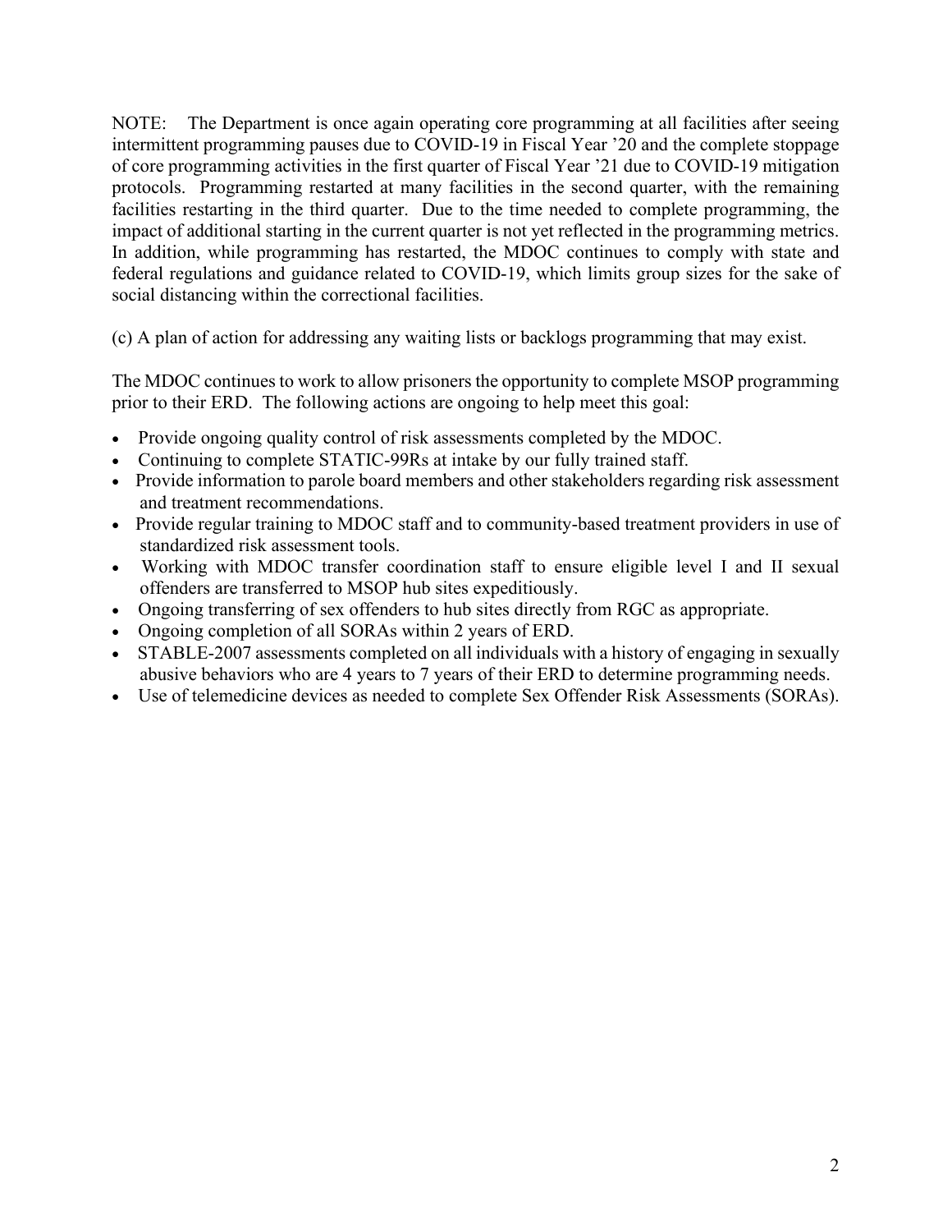NOTE: The Department is once again operating core programming at all facilities after seeing intermittent programming pauses due to COVID-19 in Fiscal Year '20 and the complete stoppage of core programming activities in the first quarter of Fiscal Year '21 due to COVID-19 mitigation protocols. Programming restarted at many facilities in the second quarter, with the remaining facilities restarting in the third quarter. Due to the time needed to complete programming, the impact of additional starting in the current quarter is not yet reflected in the programming metrics. In addition, while programming has restarted, the MDOC continues to comply with state and federal regulations and guidance related to COVID-19, which limits group sizes for the sake of social distancing within the correctional facilities.

(c) A plan of action for addressing any waiting lists or backlogs programming that may exist.

The MDOC continues to work to allow prisoners the opportunity to complete MSOP programming prior to their ERD. The following actions are ongoing to help meet this goal:

- Provide ongoing quality control of risk assessments completed by the MDOC.
- Continuing to complete STATIC-99Rs at intake by our fully trained staff.
- Provide information to parole board members and other stakeholders regarding risk assessment and treatment recommendations.
- Provide regular training to MDOC staff and to community-based treatment providers in use of standardized risk assessment tools.
- Working with MDOC transfer coordination staff to ensure eligible level I and II sexual offenders are transferred to MSOP hub sites expeditiously.
- Ongoing transferring of sex offenders to hub sites directly from RGC as appropriate.
- Ongoing completion of all SORAs within 2 years of ERD.
- STABLE-2007 assessments completed on all individuals with a history of engaging in sexually abusive behaviors who are 4 years to 7 years of their ERD to determine programming needs.
- Use of telemedicine devices as needed to complete Sex Offender Risk Assessments (SORAs).